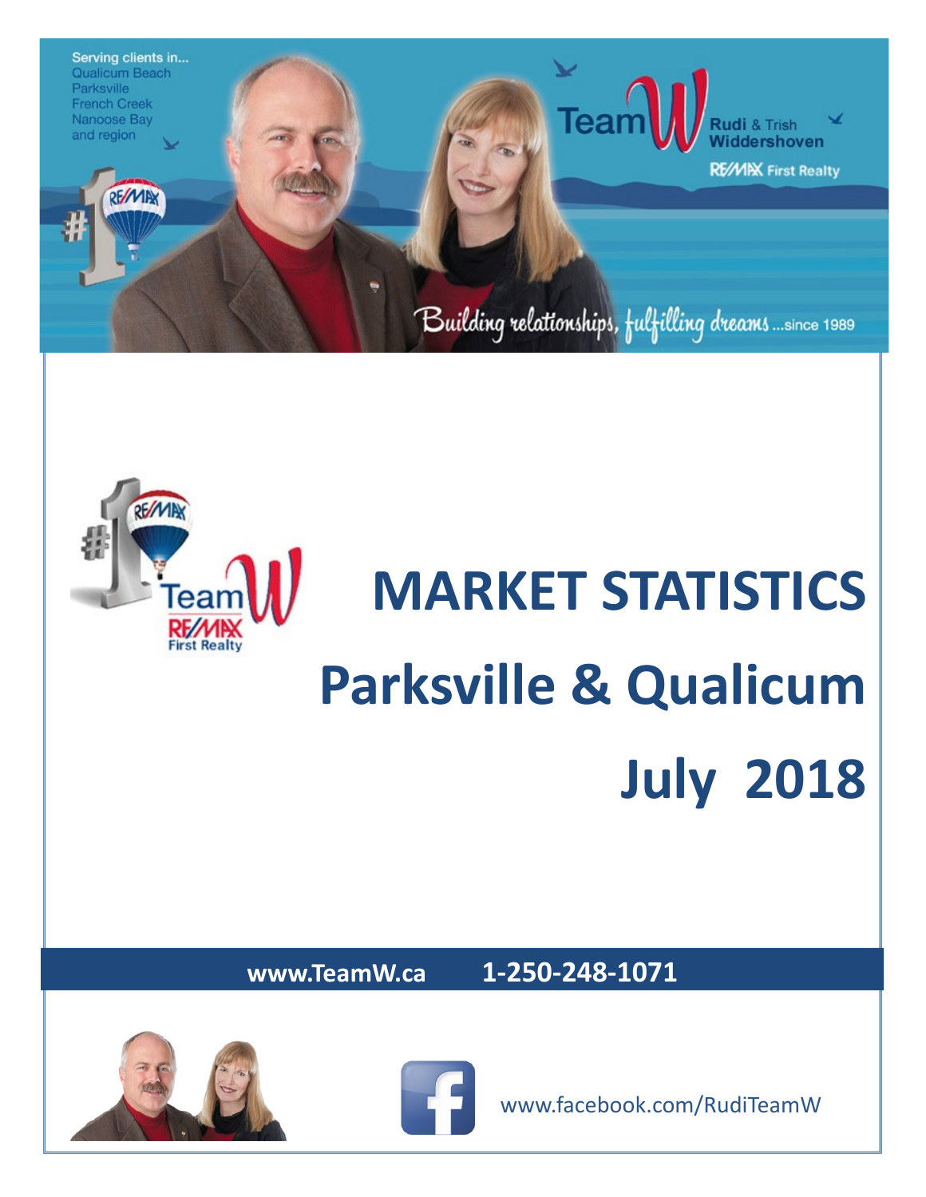Serving clients in...
Qualicum Beach
Parksville
French Creek
Nanoose Bay
and region

Team W Rudi & Trish Widdershoven

RE/MAX First Realty

Building relationships, fulfilling dreams ...since 1989

# MARKET STATISTICS

# Parksville & Qualicum

# July 2018

**www.TeamW.ca 1-250-248-1071**

www.facebook.com/RudiTeamW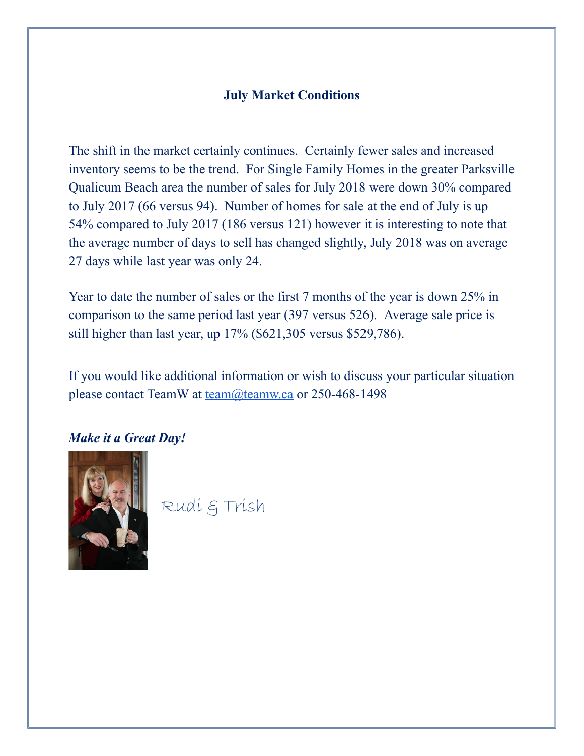## July Market Conditions

The shift in the market certainly continues. Certainly fewer sales and increased inventory seems to be the trend. For Single Family Homes in the greater Parksville Qualicum Beach area the number of sales for July 2018 were down 30% compared to July 2017 (66 versus 94). Number of homes for sale at the end of July is up 54% compared to July 2017 (186 versus 121) however it is interesting to note that the average number of days to sell has changed slightly, July 2018 was on average 27 days while last year was only 24.

Year to date the number of sales or the first 7 months of the year is down 25% in comparison to the same period last year (397 versus 526). Average sale price is still higher than last year, up 17% ($621,305 versus $529,786).

If you would like additional information or wish to discuss your particular situation please contact TeamW at team@teamw.ca or 250-468-1498

***Make it a Great Day!***

Rudi & Trish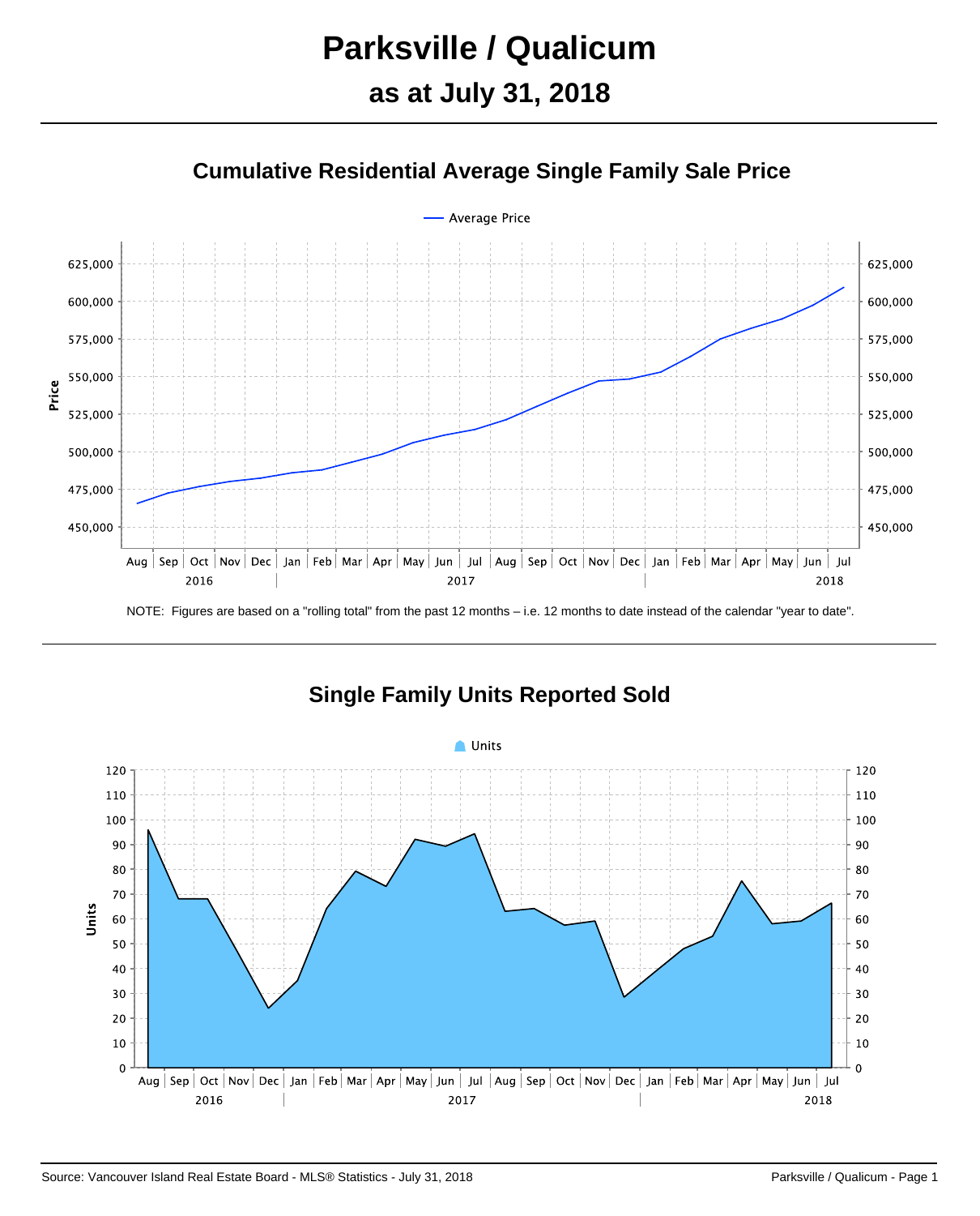# Parksville / Qualicum

## as at July 31, 2018

### Cumulative Residential Average Single Family Sale Price

NOTE: Figures are based on a "rolling total" from the past 12 months – i.e. 12 months to date instead of the calendar "year to date".

### Single Family Units Reported Sold

Source: Vancouver Island Real Estate Board - MLS® Statistics - July 31, 2018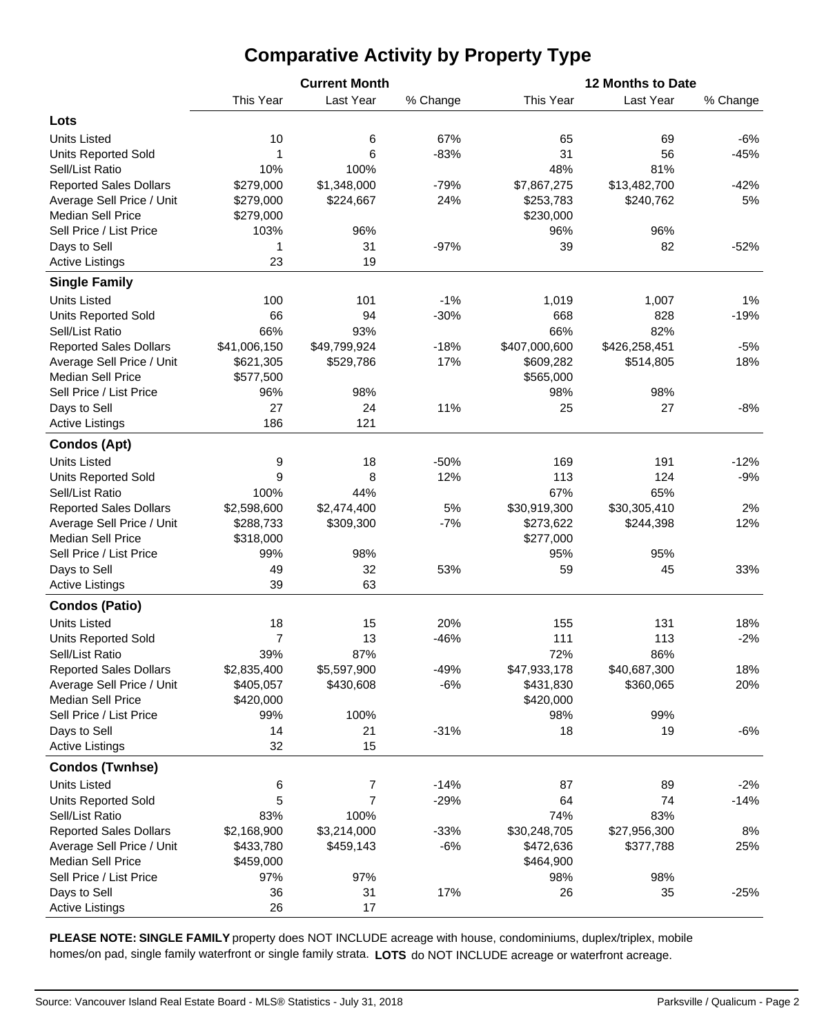# Comparative Activity by Property Type

| | Current Month | | | 12 Months to Date | | |
|---|---|---|---|---|---|---|
| | This Year | Last Year | % Change | This Year | Last Year | % Change |
| **Lots** | | | | | | |
| Units Listed | 10 | 6 | 67% | 65 | 69 | -6% |
| Units Reported Sold | 1 | 6 | -83% | 31 | 56 | -45% |
| Sell/List Ratio | 10% | 100% | | 48% | 81% | |
| Reported Sales Dollars | $279,000 | $1,348,000 | -79% | $7,867,275 | $13,482,700 | -42% |
| Average Sell Price / Unit | $279,000 | $224,667 | 24% | $253,783 | $240,762 | 5% |
| Median Sell Price | $279,000 | | | $230,000 | | |
| Sell Price / List Price | 103% | 96% | | 96% | 96% | |
| Days to Sell | 1 | 31 | -97% | 39 | 82 | -52% |
| Active Listings | 23 | 19 | | | | |
| **Single Family** | | | | | | |
| Units Listed | 100 | 101 | -1% | 1,019 | 1,007 | 1% |
| Units Reported Sold | 66 | 94 | -30% | 668 | 828 | -19% |
| Sell/List Ratio | 66% | 93% | | 66% | 82% | |
| Reported Sales Dollars | $41,006,150 | $49,799,924 | -18% | $407,000,600 | $426,258,451 | -5% |
| Average Sell Price / Unit | $621,305 | $529,786 | 17% | $609,282 | $514,805 | 18% |
| Median Sell Price | $577,500 | | | $565,000 | | |
| Sell Price / List Price | 96% | 98% | | 98% | 98% | |
| Days to Sell | 27 | 24 | 11% | 25 | 27 | -8% |
| Active Listings | 186 | 121 | | | | |
| **Condos (Apt)** | | | | | | |
| Units Listed | 9 | 18 | -50% | 169 | 191 | -12% |
| Units Reported Sold | 9 | 8 | 12% | 113 | 124 | -9% |
| Sell/List Ratio | 100% | 44% | | 67% | 65% | |
| Reported Sales Dollars | $2,598,600 | $2,474,400 | 5% | $30,919,300 | $30,305,410 | 2% |
| Average Sell Price / Unit | $288,733 | $309,300 | -7% | $273,622 | $244,398 | 12% |
| Median Sell Price | $318,000 | | | $277,000 | | |
| Sell Price / List Price | 99% | 98% | | 95% | 95% | |
| Days to Sell | 49 | 32 | 53% | 59 | 45 | 33% |
| Active Listings | 39 | 63 | | | | |
| **Condos (Patio)** | | | | | | |
| Units Listed | 18 | 15 | 20% | 155 | 131 | 18% |
| Units Reported Sold | 7 | 13 | -46% | 111 | 113 | -2% |
| Sell/List Ratio | 39% | 87% | | 72% | 86% | |
| Reported Sales Dollars | $2,835,400 | $5,597,900 | -49% | $47,933,178 | $40,687,300 | 18% |
| Average Sell Price / Unit | $405,057 | $430,608 | -6% | $431,830 | $360,065 | 20% |
| Median Sell Price | $420,000 | | | $420,000 | | |
| Sell Price / List Price | 99% | 100% | | 98% | 99% | |
| Days to Sell | 14 | 21 | -31% | 18 | 19 | -6% |
| Active Listings | 32 | 15 | | | | |
| **Condos (Twnhse)** | | | | | | |
| Units Listed | 6 | 7 | -14% | 87 | 89 | -2% |
| Units Reported Sold | 5 | 7 | -29% | 64 | 74 | -14% |
| Sell/List Ratio | 83% | 100% | | 74% | 83% | |
| Reported Sales Dollars | $2,168,900 | $3,214,000 | -33% | $30,248,705 | $27,956,300 | 8% |
| Average Sell Price / Unit | $433,780 | $459,143 | -6% | $472,636 | $377,788 | 25% |
| Median Sell Price | $459,000 | | | $464,900 | | |
| Sell Price / List Price | 97% | 97% | | 98% | 98% | |
| Days to Sell | 36 | 31 | 17% | 26 | 35 | -25% |
| Active Listings | 26 | 17 | | | | |

**PLEASE NOTE: SINGLE FAMILY** property does NOT INCLUDE acreage with house, condominiums, duplex/triplex, mobile homes/on pad, single family waterfront or single family strata. **LOTS** do NOT INCLUDE acreage or waterfront acreage.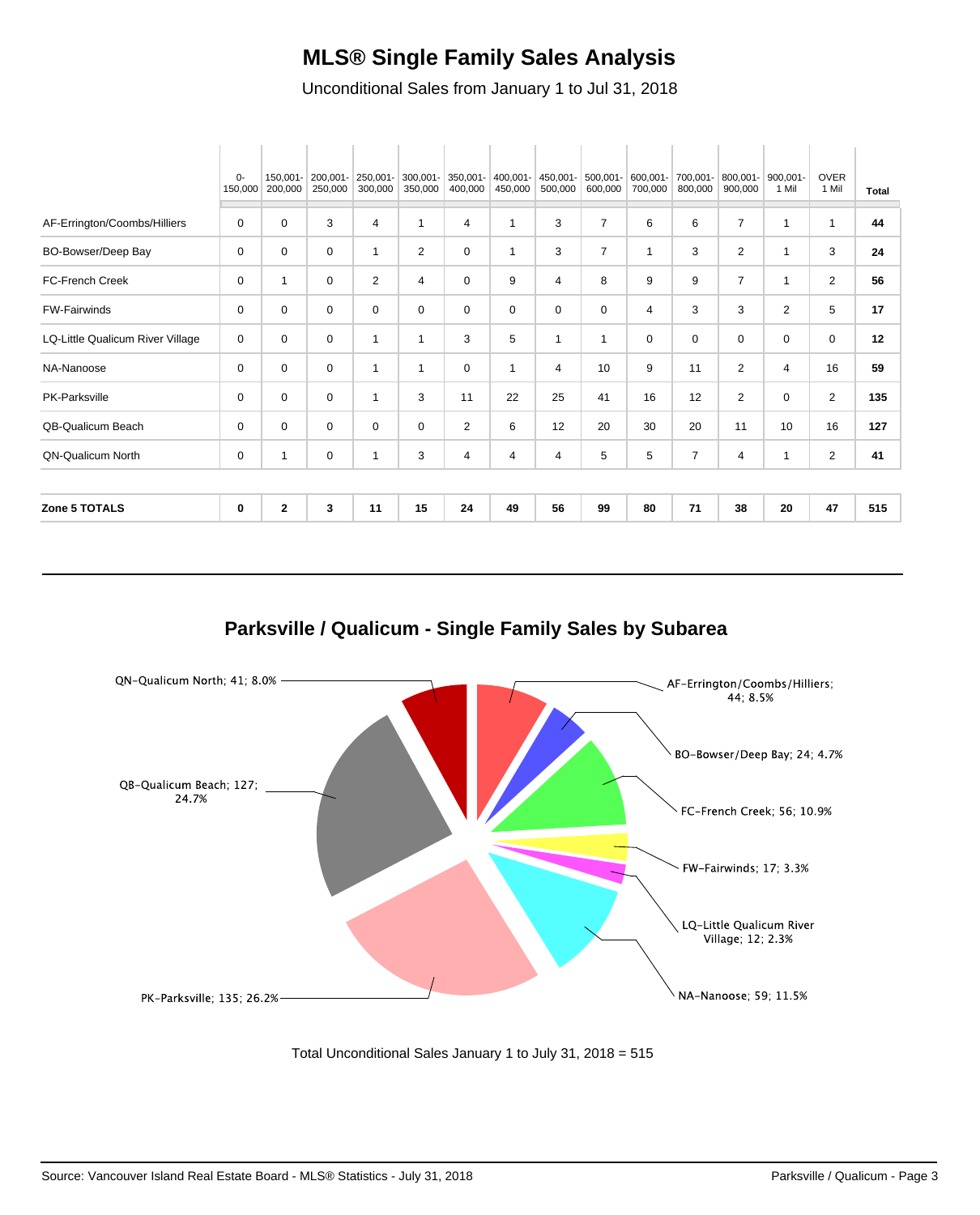# MLS® Single Family Sales Analysis

Unconditional Sales from January 1 to Jul 31, 2018

| | 0-150,000 | 150,001-200,000 | 200,001-250,000 | 250,001-300,000 | 300,001-350,000 | 350,001-400,000 | 400,001-450,000 | 450,001-500,000 | 500,001-600,000 | 600,001-700,000 | 700,001-800,000 | 800,001-900,000 | 900,001-1 Mil | OVER 1 Mil | Total |
|---|---|---|---|---|---|---|---|---|---|---|---|---|---|---|---|
| AF-Errington/Coombs/Hilliers | 0 | 0 | 3 | 4 | 1 | 4 | 1 | 3 | 7 | 6 | 6 | 7 | 1 | 1 | **44** |
| BO-Bowser/Deep Bay | 0 | 0 | 0 | 1 | 2 | 0 | 1 | 3 | 7 | 1 | 3 | 2 | 1 | 3 | **24** |
| FC-French Creek | 0 | 1 | 0 | 2 | 4 | 0 | 9 | 4 | 8 | 9 | 9 | 7 | 1 | 2 | **56** |
| FW-Fairwinds | 0 | 0 | 0 | 0 | 0 | 0 | 0 | 0 | 0 | 4 | 3 | 3 | 2 | 5 | **17** |
| LQ-Little Qualicum River Village | 0 | 0 | 0 | 1 | 1 | 3 | 5 | 1 | 1 | 0 | 0 | 0 | 0 | 0 | **12** |
| NA-Nanoose | 0 | 0 | 0 | 1 | 1 | 0 | 1 | 4 | 10 | 9 | 11 | 2 | 4 | 16 | **59** |
| PK-Parksville | 0 | 0 | 0 | 1 | 3 | 11 | 22 | 25 | 41 | 16 | 12 | 2 | 0 | 2 | **135** |
| QB-Qualicum Beach | 0 | 0 | 0 | 0 | 0 | 2 | 6 | 12 | 20 | 30 | 20 | 11 | 10 | 16 | **127** |
| QN-Qualicum North | 0 | 1 | 0 | 1 | 3 | 4 | 4 | 4 | 5 | 5 | 7 | 4 | 1 | 2 | **41** |
| **Zone 5 TOTALS** | **0** | **2** | **3** | **11** | **15** | **24** | **49** | **56** | **99** | **80** | **71** | **38** | **20** | **47** | **515** |

## Parksville / Qualicum - Single Family Sales by Subarea

QN-Qualicum North; 41; 8.0%
AF-Errington/Coombs/Hilliers; 44; 8.5%
BO-Bowser/Deep Bay; 24; 4.7%
QB-Qualicum Beach; 127; 24.7%
FC-French Creek; 56; 10.9%
FW-Fairwinds; 17; 3.3%
LQ-Little Qualicum River Village; 12; 2.3%
NA-Nanoose; 59; 11.5%
PK-Parksville; 135; 26.2%

Total Unconditional Sales January 1 to July 31, 2018 = 515

Source: Vancouver Island Real Estate Board - MLS® Statistics - July 31, 2018